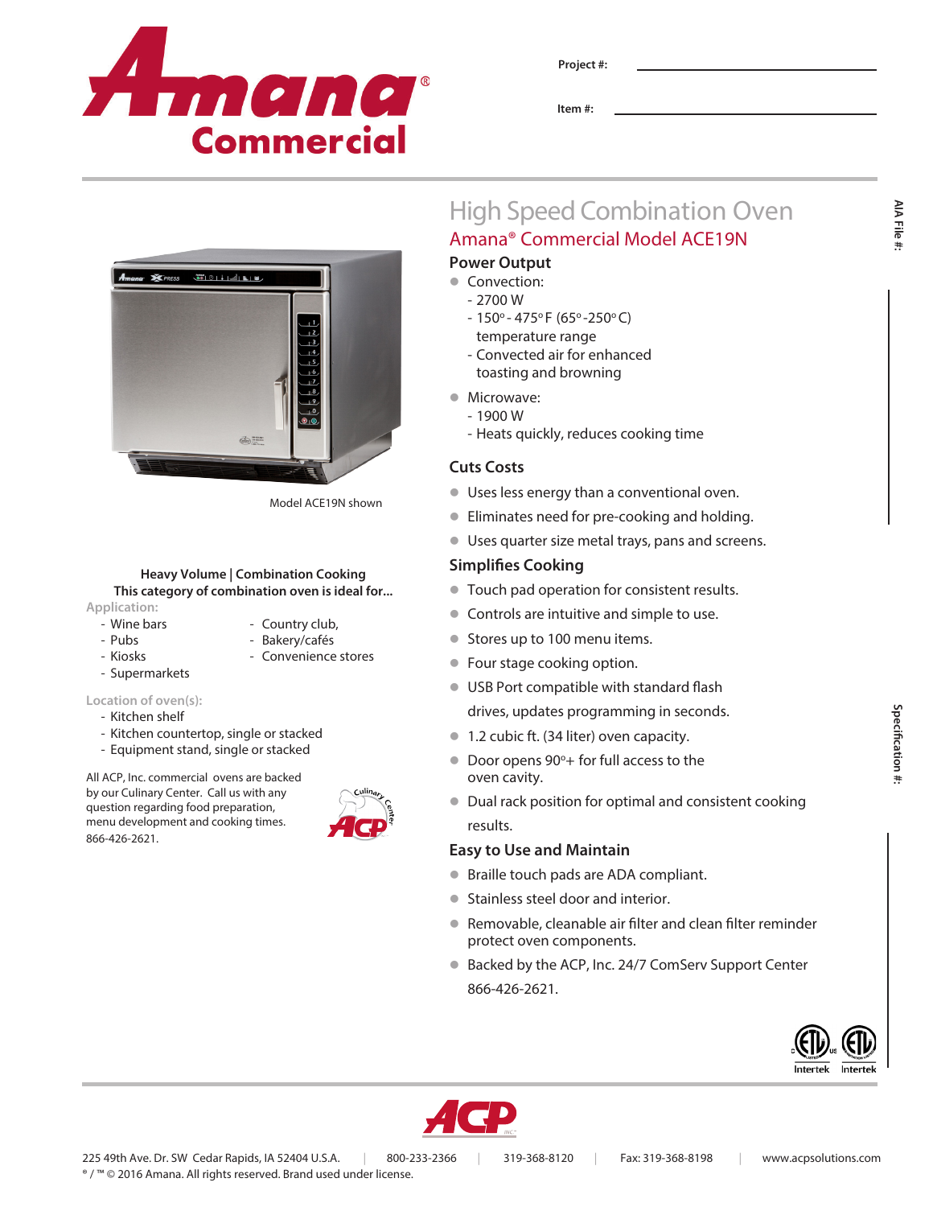Project #:

Item #:

# High Speed Combination Oven

## Amana® Commercial Model ACE19N

### Power Output

- Convection:
  - 2700 W
  - 150° - 475° F (65° - 250° C) temperature range
  - Convected air for enhanced toasting and browning
- Microwave:
  - 1900 W
  - Heats quickly, reduces cooking time

### Cuts Costs

- Uses less energy than a conventional oven.
- Eliminates need for pre-cooking and holding.
- Uses quarter size metal trays, pans and screens.

### Simplifies Cooking

- Touch pad operation for consistent results.
- Controls are intuitive and simple to use.
- Stores up to 100 menu items.
- Four stage cooking option.
- USB Port compatible with standard flash drives, updates programming in seconds.
- 1.2 cubic ft. (34 liter) oven capacity.
- Door opens 90°+ for full access to the oven cavity.
- Dual rack position for optimal and consistent cooking results.

### Easy to Use and Maintain

- Braille touch pads are ADA compliant.
- Stainless steel door and interior.
- Removable, cleanable air filter and clean filter reminder protect oven components.
- Backed by the ACP, Inc. 24/7 ComServ Support Center 866-426-2621.

Model ACE19N shown

**Heavy Volume | Combination Cooking**
**This category of combination oven is ideal for...**

Application:

- Wine bars
- Pubs
- Kiosks
- Supermarkets
- Country club,
- Bakery/cafés
- Convenience stores

Location of oven(s):

- Kitchen shelf
- Kitchen countertop, single or stacked
- Equipment stand, single or stacked

All ACP, Inc. commercial ovens are backed by our Culinary Center. Call us with any question regarding food preparation, menu development and cooking times. 866-426-2621.

AIA File #:

Specification #:

225 49th Ave. Dr. SW Cedar Rapids, IA 52404 U.S.A. | 800-233-2366 | 319-368-8120 | Fax: 319-368-8198 | www.acpsolutions.com

® / ™ © 2016 Amana. All rights reserved. Brand used under license.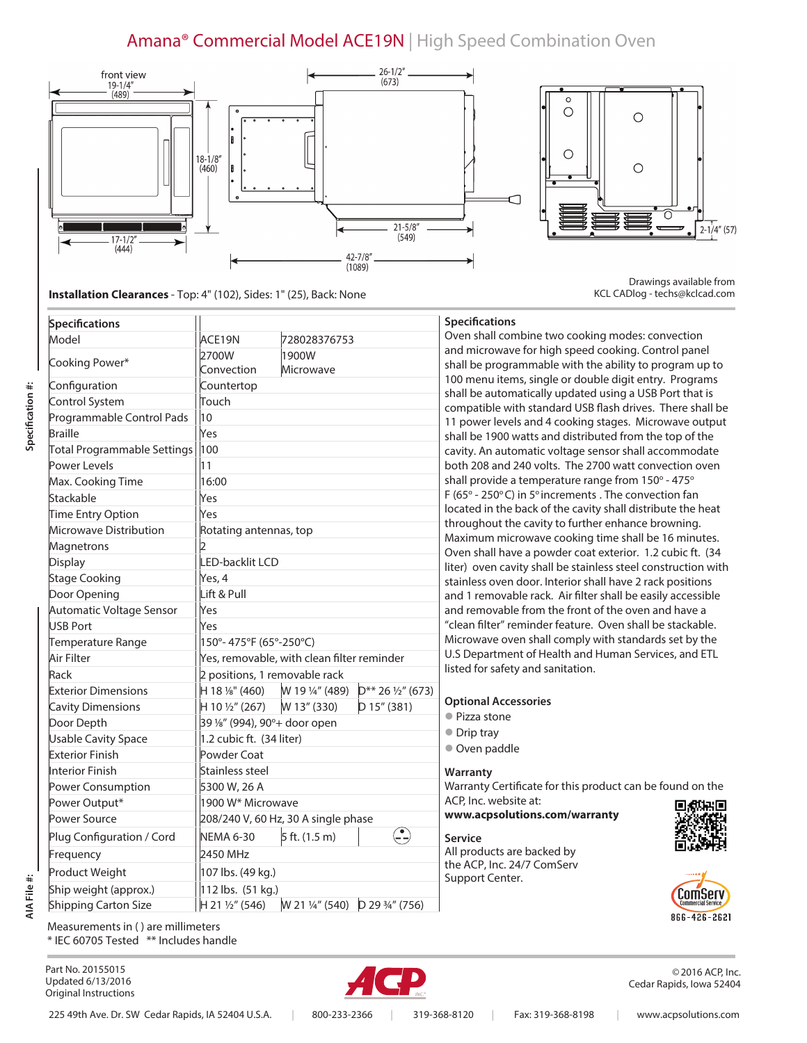# Amana® Commercial Model ACE19N | High Speed Combination Oven

front view
19-1/4" (489)
18-1/8" (460)
17-1/2" (444)
26-1/2" (673)
21-5/8" (549)
42-7/8" (1089)
2-1/4" (57)

**Installation Clearances** - Top: 4" (102), Sides: 1" (25), Back: None

Drawings available from KCL CADlog - techs@kclcad.com

| Specifications | | | |
|---|---|---|---|
| Model | ACE19N | 728028376753 | |
| Cooking Power* | 2700W Convection | 1900W Microwave | |
| Configuration | Countertop | | |
| Control System | Touch | | |
| Programmable Control Pads | 10 | | |
| Braille | Yes | | |
| Total Programmable Settings | 100 | | |
| Power Levels | 11 | | |
| Max. Cooking Time | 16:00 | | |
| Stackable | Yes | | |
| Time Entry Option | Yes | | |
| Microwave Distribution | Rotating antennas, top | | |
| Magnetrons | 2 | | |
| Display | LED-backlit LCD | | |
| Stage Cooking | Yes, 4 | | |
| Door Opening | Lift & Pull | | |
| Automatic Voltage Sensor | Yes | | |
| USB Port | Yes | | |
| Temperature Range | 150°- 475°F (65°-250°C) | | |
| Air Filter | Yes, removable, with clean filter reminder | | |
| Rack | 2 positions, 1 removable rack | | |
| Exterior Dimensions | H 18 ⅛" (460) | W 19 ¼" (489) | D** 26 ½" (673) |
| Cavity Dimensions | H 10 ½" (267) | W 13" (330) | D 15" (381) |
| Door Depth | 39 ⅛" (994), 90°+ door open | | |
| Usable Cavity Space | 1.2 cubic ft. (34 liter) | | |
| Exterior Finish | Powder Coat | | |
| Interior Finish | Stainless steel | | |
| Power Consumption | 5300 W, 26 A | | |
| Power Output* | 1900 W* Microwave | | |
| Power Source | 208/240 V, 60 Hz, 30 A single phase | | |
| Plug Configuration / Cord | NEMA 6-30 | 5 ft. (1.5 m) | |
| Frequency | 2450 MHz | | |
| Product Weight | 107 lbs. (49 kg.) | | |
| Ship weight (approx.) | 112 lbs. (51 kg.) | | |
| Shipping Carton Size | H 21 ½" (546) | W 21 ¼" (540) | D 29 ¾" (756) |

Measurements in ( ) are millimeters
\* IEC 60705 Tested ** Includes handle

## Specifications

Oven shall combine two cooking modes: convection and microwave for high speed cooking. Control panel shall be programmable with the ability to program up to 100 menu items, single or double digit entry. Programs shall be automatically updated using a USB Port that is compatible with standard USB flash drives. There shall be 11 power levels and 4 cooking stages. Microwave output shall be 1900 watts and distributed from the top of the cavity. An automatic voltage sensor shall accommodate both 208 and 240 volts. The 2700 watt convection oven shall provide a temperature range from 150° - 475° F (65° - 250° C) in 5° increments. The convection fan located in the back of the cavity shall distribute the heat throughout the cavity to further enhance browning. Maximum microwave cooking time shall be 16 minutes. Oven shall have a powder coat exterior. 1.2 cubic ft. (34 liter) oven cavity shall be stainless steel construction with stainless oven door. Interior shall have 2 rack positions and 1 removable rack. Air filter shall be easily accessible and removable from the front of the oven and have a "clean filter" reminder feature. Oven shall be stackable. Microwave oven shall comply with standards set by the U.S Department of Health and Human Services, and ETL listed for safety and sanitation.

## Optional Accessories

- Pizza stone
- Drip tray
- Oven paddle

## Warranty

Warranty Certificate for this product can be found on the ACP, Inc. website at:
**www.acpsolutions.com/warranty**

## Service

All products are backed by the ACP, Inc. 24/7 ComServ Support Center.

ComServ Commercial Service
866-426-2621

Specification #:

AIA File #:

Part No. 20155015
Updated 6/13/2016
Original Instructions

© 2016 ACP, Inc.
Cedar Rapids, Iowa 52404

225 49th Ave. Dr. SW Cedar Rapids, IA 52404 U.S.A. | 800-233-2366 | 319-368-8120 | Fax: 319-368-8198 | www.acpsolutions.com